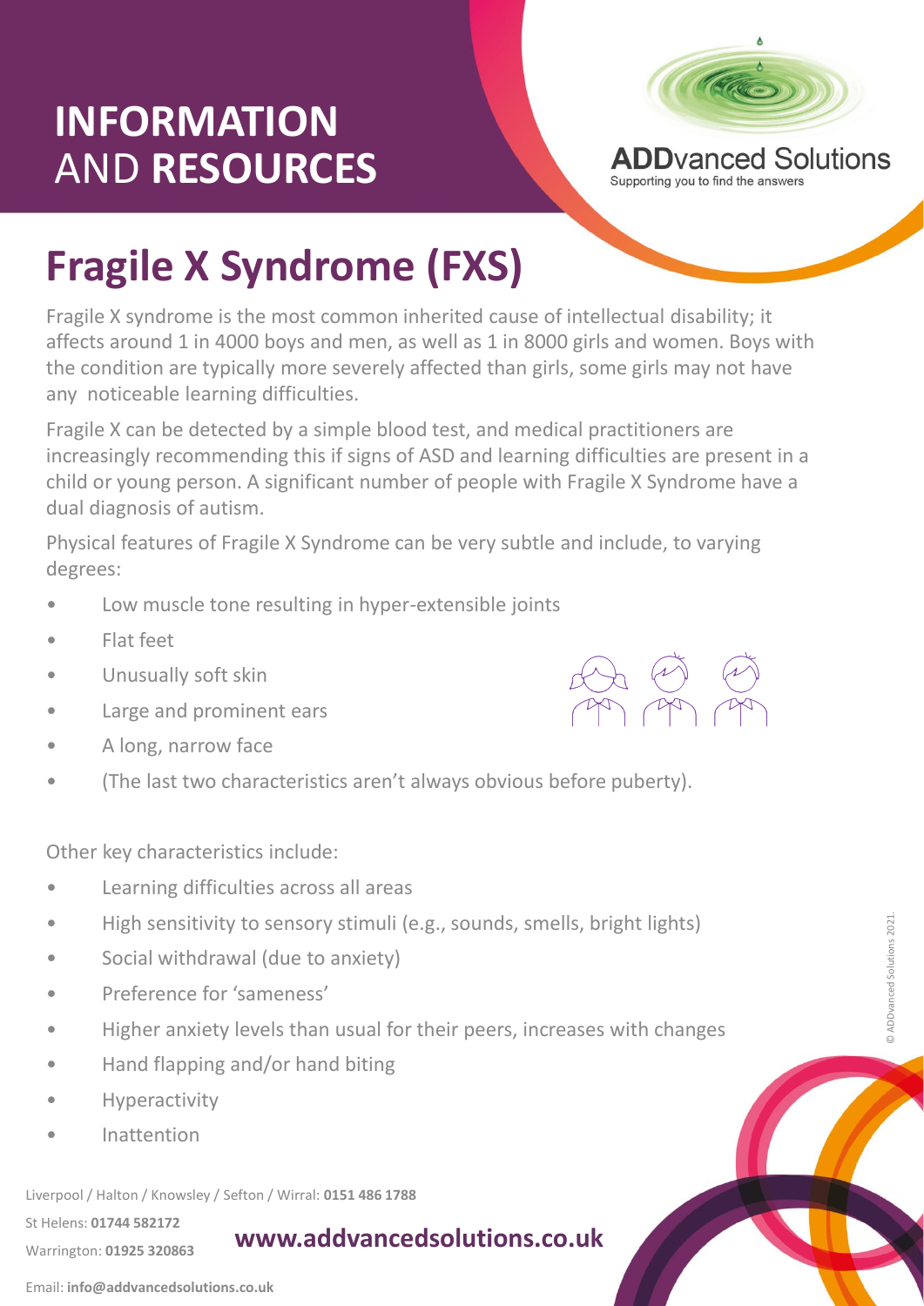# INFORMATION AND RESOURCES

**ADD**vanced Solutions
Supporting you to find the answers

# Fragile X Syndrome (FXS)

Fragile X syndrome is the most common inherited cause of intellectual disability; it affects around 1 in 4000 boys and men, as well as 1 in 8000 girls and women. Boys with the condition are typically more severely affected than girls, some girls may not have any noticeable learning difficulties.

Fragile X can be detected by a simple blood test, and medical practitioners are increasingly recommending this if signs of ASD and learning difficulties are present in a child or young person. A significant number of people with Fragile X Syndrome have a dual diagnosis of autism.

Physical features of Fragile X Syndrome can be very subtle and include, to varying degrees:

- Low muscle tone resulting in hyper-extensible joints
- Flat feet
- Unusually soft skin
- Large and prominent ears
- A long, narrow face
- (The last two characteristics aren't always obvious before puberty).

Other key characteristics include:

- Learning difficulties across all areas
- High sensitivity to sensory stimuli (e.g., sounds, smells, bright lights)
- Social withdrawal (due to anxiety)
- Preference for 'sameness'
- Higher anxiety levels than usual for their peers, increases with changes
- Hand flapping and/or hand biting
- Hyperactivity
- Inattention

© ADDvanced Solutions 2021.

Liverpool / Halton / Knowsley / Sefton / Wirral: **0151 486 1788**

St Helens: **01744 582172**

Warrington: **01925 320863**

**www.addvancedsolutions.co.uk**

Email: **info@addvancedsolutions.co.uk**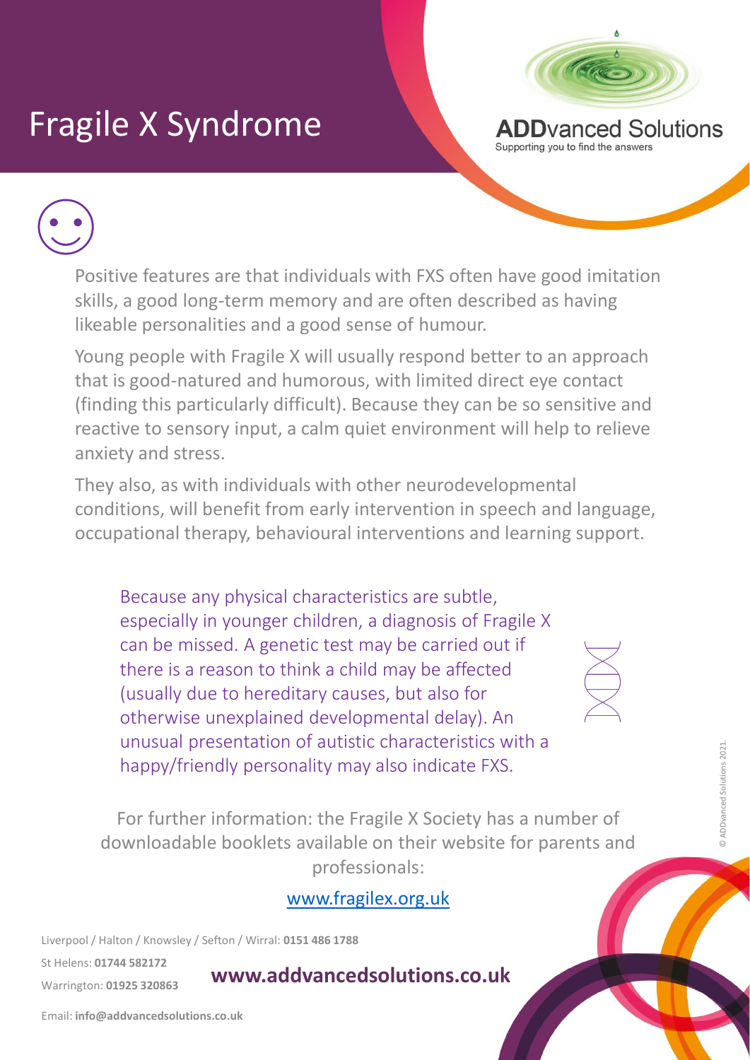# Fragile X Syndrome

**ADD**vanced Solutions

Supporting you to find the answers

Positive features are that individuals with FXS often have good imitation skills, a good long-term memory and are often described as having likeable personalities and a good sense of humour.

Young people with Fragile X will usually respond better to an approach that is good-natured and humorous, with limited direct eye contact (finding this particularly difficult). Because they can be so sensitive and reactive to sensory input, a calm quiet environment will help to relieve anxiety and stress.

They also, as with individuals with other neurodevelopmental conditions, will benefit from early intervention in speech and language, occupational therapy, behavioural interventions and learning support.

Because any physical characteristics are subtle, especially in younger children, a diagnosis of Fragile X can be missed. A genetic test may be carried out if there is a reason to think a child may be affected (usually due to hereditary causes, but also for otherwise unexplained developmental delay). An unusual presentation of autistic characteristics with a happy/friendly personality may also indicate FXS.

For further information: the Fragile X Society has a number of downloadable booklets available on their website for parents and professionals:

www.fragilex.org.uk

Liverpool / Halton / Knowsley / Sefton / Wirral: **0151 486 1788**

St Helens: **01744 582172**

Warrington: **01925 320863**

**www.addvancedsolutions.co.uk**

Email: **info@addvancedsolutions.co.uk**

© ADDvanced Solutions 2021.